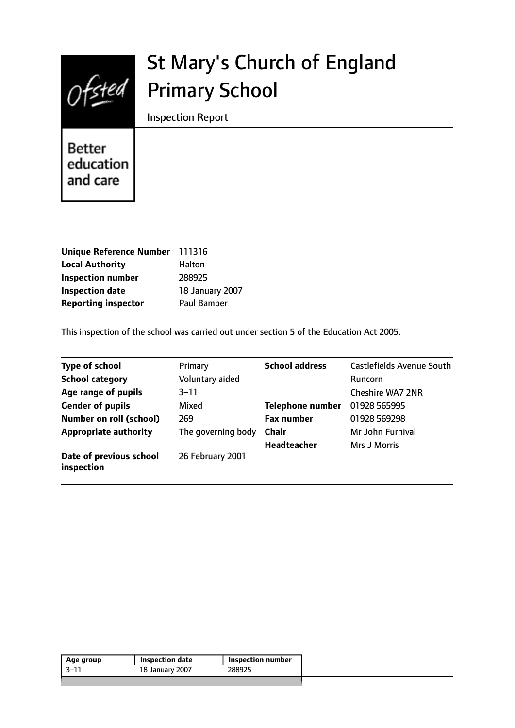# St Mary's Church of England Primary School

Inspection Report

Better education and care

| | |
|---|---|
| **Unique Reference Number** | 111316 |
| **Local Authority** | Halton |
| **Inspection number** | 288925 |
| **Inspection date** | 18 January 2007 |
| **Reporting inspector** | Paul Bamber |

This inspection of the school was carried out under section 5 of the Education Act 2005.

| | | | |
|---|---|---|---|
| **Type of school** | Primary | **School address** | Castlefields Avenue South |
| **School category** | Voluntary aided | | Runcorn |
| **Age range of pupils** | 3–11 | | Cheshire WA7 2NR |
| **Gender of pupils** | Mixed | **Telephone number** | 01928 565995 |
| **Number on roll (school)** | 269 | **Fax number** | 01928 569298 |
| **Appropriate authority** | The governing body | **Chair** | Mr John Furnival |
| | | **Headteacher** | Mrs J Morris |
| **Date of previous school inspection** | 26 February 2001 | | |

| Age group | Inspection date | Inspection number |
|---|---|---|
| 3–11 | 18 January 2007 | 288925 |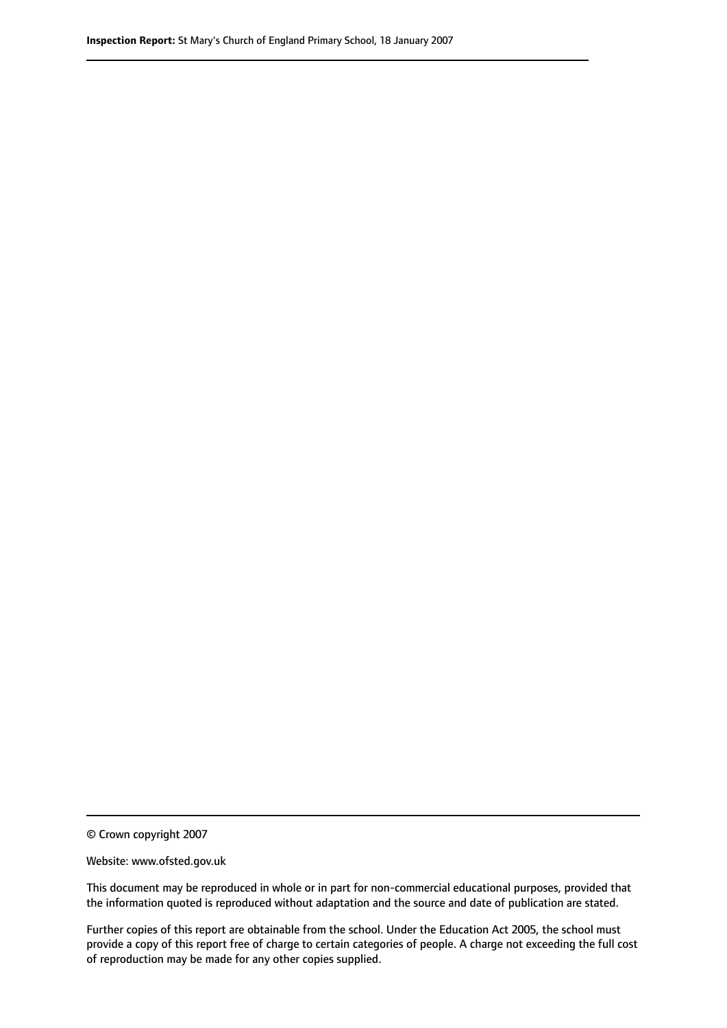© Crown copyright 2007

Website: www.ofsted.gov.uk

This document may be reproduced in whole or in part for non-commercial educational purposes, provided that the information quoted is reproduced without adaptation and the source and date of publication are stated.

Further copies of this report are obtainable from the school. Under the Education Act 2005, the school must provide a copy of this report free of charge to certain categories of people. A charge not exceeding the full cost of reproduction may be made for any other copies supplied.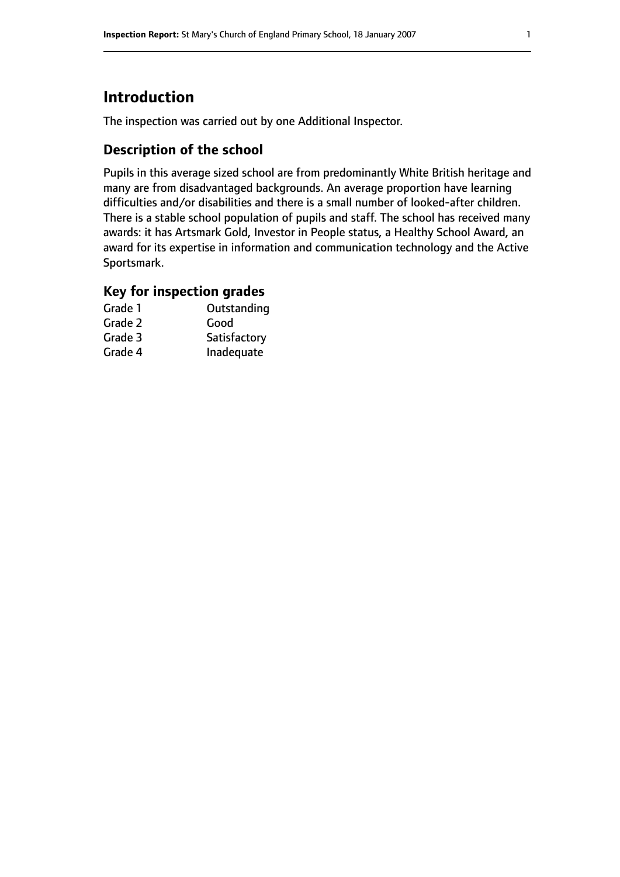# Introduction

The inspection was carried out by one Additional Inspector.

## Description of the school

Pupils in this average sized school are from predominantly White British heritage and many are from disadvantaged backgrounds. An average proportion have learning difficulties and/or disabilities and there is a small number of looked-after children. There is a stable school population of pupils and staff. The school has received many awards: it has Artsmark Gold, Investor in People status, a Healthy School Award, an award for its expertise in information and communication technology and the Active Sportsmark.

## Key for inspection grades

| | |
|---|---|
| Grade 1 | Outstanding |
| Grade 2 | Good |
| Grade 3 | Satisfactory |
| Grade 4 | Inadequate |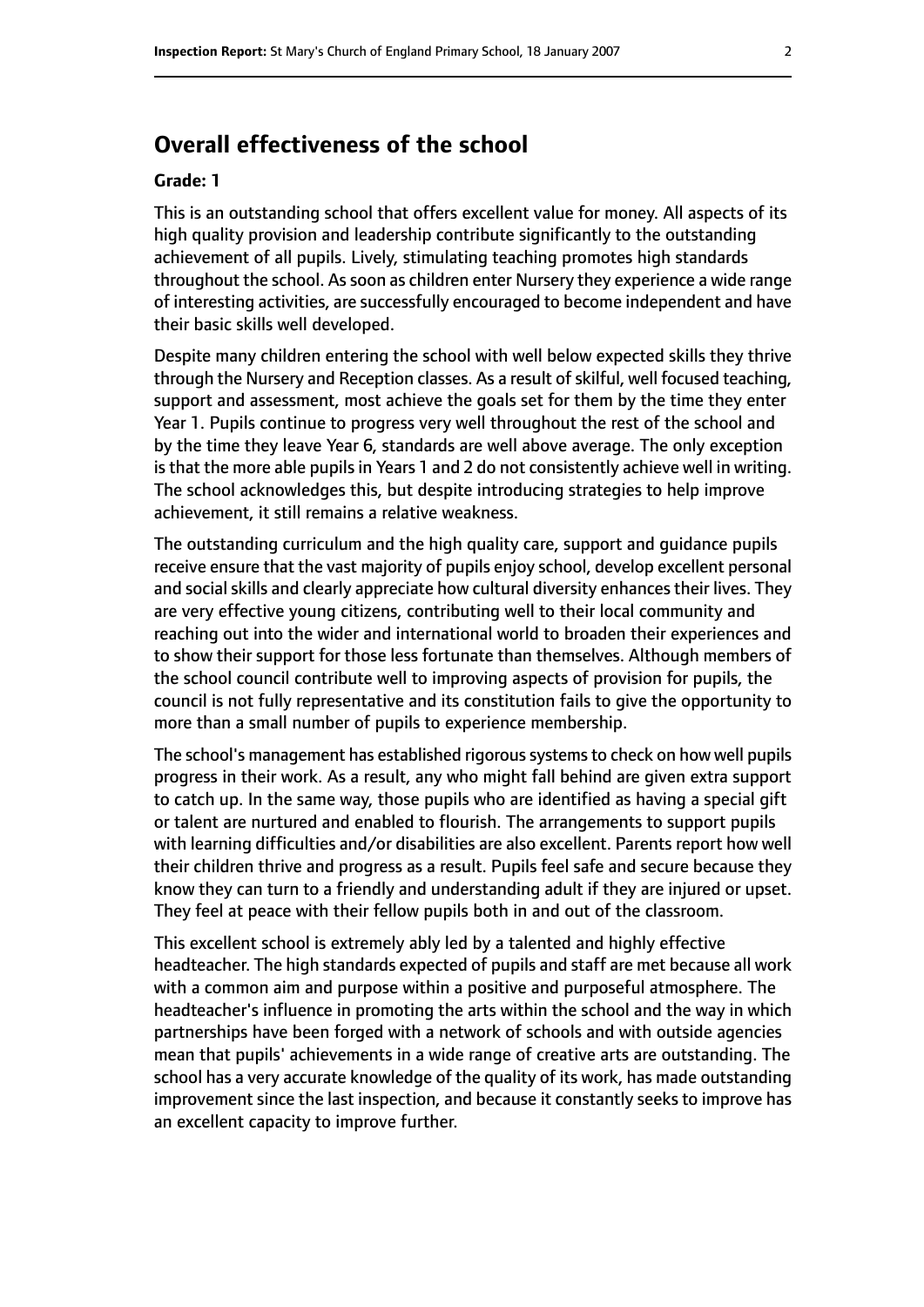## Overall effectiveness of the school

**Grade: 1**

This is an outstanding school that offers excellent value for money. All aspects of its high quality provision and leadership contribute significantly to the outstanding achievement of all pupils. Lively, stimulating teaching promotes high standards throughout the school. As soon as children enter Nursery they experience a wide range of interesting activities, are successfully encouraged to become independent and have their basic skills well developed.

Despite many children entering the school with well below expected skills they thrive through the Nursery and Reception classes. As a result of skilful, well focused teaching, support and assessment, most achieve the goals set for them by the time they enter Year 1. Pupils continue to progress very well throughout the rest of the school and by the time they leave Year 6, standards are well above average. The only exception is that the more able pupils in Years 1 and 2 do not consistently achieve well in writing. The school acknowledges this, but despite introducing strategies to help improve achievement, it still remains a relative weakness.

The outstanding curriculum and the high quality care, support and guidance pupils receive ensure that the vast majority of pupils enjoy school, develop excellent personal and social skills and clearly appreciate how cultural diversity enhances their lives. They are very effective young citizens, contributing well to their local community and reaching out into the wider and international world to broaden their experiences and to show their support for those less fortunate than themselves. Although members of the school council contribute well to improving aspects of provision for pupils, the council is not fully representative and its constitution fails to give the opportunity to more than a small number of pupils to experience membership.

The school's management has established rigorous systems to check on how well pupils progress in their work. As a result, any who might fall behind are given extra support to catch up. In the same way, those pupils who are identified as having a special gift or talent are nurtured and enabled to flourish. The arrangements to support pupils with learning difficulties and/or disabilities are also excellent. Parents report how well their children thrive and progress as a result. Pupils feel safe and secure because they know they can turn to a friendly and understanding adult if they are injured or upset. They feel at peace with their fellow pupils both in and out of the classroom.

This excellent school is extremely ably led by a talented and highly effective headteacher. The high standards expected of pupils and staff are met because all work with a common aim and purpose within a positive and purposeful atmosphere. The headteacher's influence in promoting the arts within the school and the way in which partnerships have been forged with a network of schools and with outside agencies mean that pupils' achievements in a wide range of creative arts are outstanding. The school has a very accurate knowledge of the quality of its work, has made outstanding improvement since the last inspection, and because it constantly seeks to improve has an excellent capacity to improve further.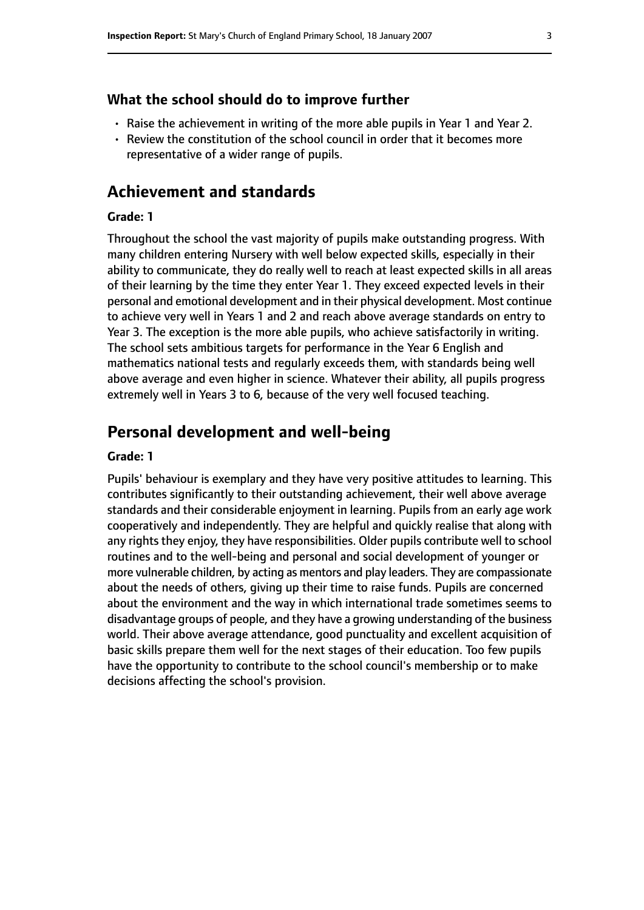### What the school should do to improve further

- Raise the achievement in writing of the more able pupils in Year 1 and Year 2.
- Review the constitution of the school council in order that it becomes more representative of a wider range of pupils.

## Achievement and standards

**Grade: 1**

Throughout the school the vast majority of pupils make outstanding progress. With many children entering Nursery with well below expected skills, especially in their ability to communicate, they do really well to reach at least expected skills in all areas of their learning by the time they enter Year 1. They exceed expected levels in their personal and emotional development and in their physical development. Most continue to achieve very well in Years 1 and 2 and reach above average standards on entry to Year 3. The exception is the more able pupils, who achieve satisfactorily in writing. The school sets ambitious targets for performance in the Year 6 English and mathematics national tests and regularly exceeds them, with standards being well above average and even higher in science. Whatever their ability, all pupils progress extremely well in Years 3 to 6, because of the very well focused teaching.

## Personal development and well-being

**Grade: 1**

Pupils' behaviour is exemplary and they have very positive attitudes to learning. This contributes significantly to their outstanding achievement, their well above average standards and their considerable enjoyment in learning. Pupils from an early age work cooperatively and independently. They are helpful and quickly realise that along with any rights they enjoy, they have responsibilities. Older pupils contribute well to school routines and to the well-being and personal and social development of younger or more vulnerable children, by acting as mentors and play leaders. They are compassionate about the needs of others, giving up their time to raise funds. Pupils are concerned about the environment and the way in which international trade sometimes seems to disadvantage groups of people, and they have a growing understanding of the business world. Their above average attendance, good punctuality and excellent acquisition of basic skills prepare them well for the next stages of their education. Too few pupils have the opportunity to contribute to the school council's membership or to make decisions affecting the school's provision.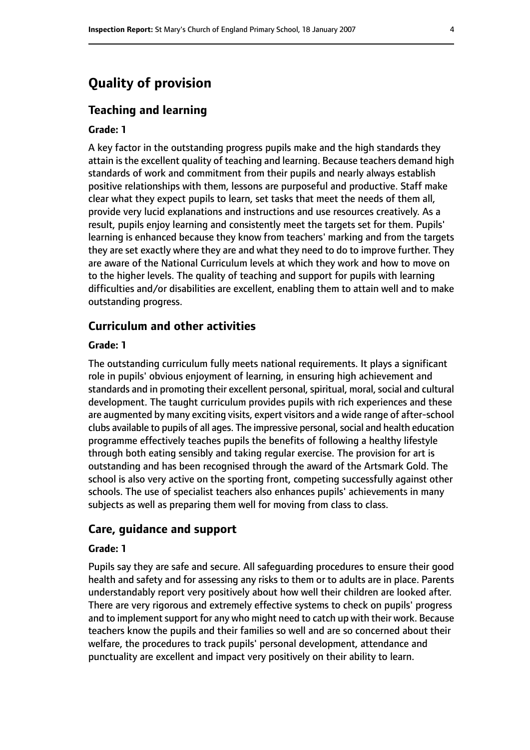# Quality of provision

## Teaching and learning

### Grade: 1

A key factor in the outstanding progress pupils make and the high standards they attain is the excellent quality of teaching and learning. Because teachers demand high standards of work and commitment from their pupils and nearly always establish positive relationships with them, lessons are purposeful and productive. Staff make clear what they expect pupils to learn, set tasks that meet the needs of them all, provide very lucid explanations and instructions and use resources creatively. As a result, pupils enjoy learning and consistently meet the targets set for them. Pupils' learning is enhanced because they know from teachers' marking and from the targets they are set exactly where they are and what they need to do to improve further. They are aware of the National Curriculum levels at which they work and how to move on to the higher levels. The quality of teaching and support for pupils with learning difficulties and/or disabilities are excellent, enabling them to attain well and to make outstanding progress.

## Curriculum and other activities

### Grade: 1

The outstanding curriculum fully meets national requirements. It plays a significant role in pupils' obvious enjoyment of learning, in ensuring high achievement and standards and in promoting their excellent personal, spiritual, moral, social and cultural development. The taught curriculum provides pupils with rich experiences and these are augmented by many exciting visits, expert visitors and a wide range of after-school clubs available to pupils of all ages. The impressive personal, social and health education programme effectively teaches pupils the benefits of following a healthy lifestyle through both eating sensibly and taking regular exercise. The provision for art is outstanding and has been recognised through the award of the Artsmark Gold. The school is also very active on the sporting front, competing successfully against other schools. The use of specialist teachers also enhances pupils' achievements in many subjects as well as preparing them well for moving from class to class.

## Care, guidance and support

### Grade: 1

Pupils say they are safe and secure. All safeguarding procedures to ensure their good health and safety and for assessing any risks to them or to adults are in place. Parents understandably report very positively about how well their children are looked after. There are very rigorous and extremely effective systems to check on pupils' progress and to implement support for any who might need to catch up with their work. Because teachers know the pupils and their families so well and are so concerned about their welfare, the procedures to track pupils' personal development, attendance and punctuality are excellent and impact very positively on their ability to learn.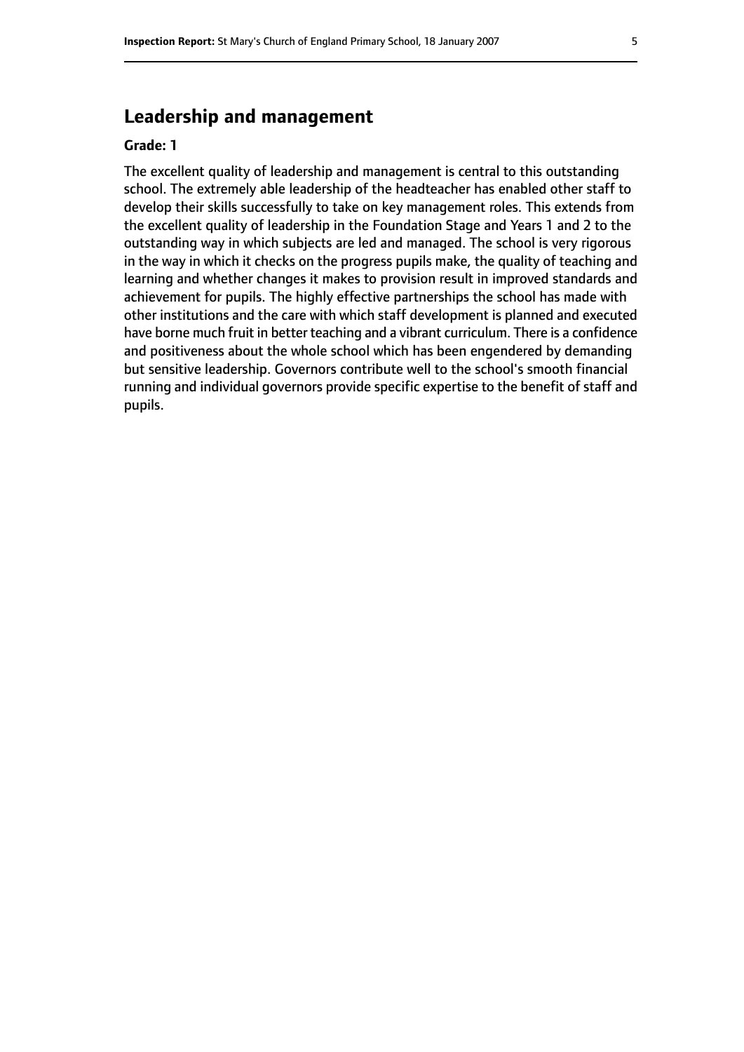## Leadership and management

**Grade: 1**

The excellent quality of leadership and management is central to this outstanding school. The extremely able leadership of the headteacher has enabled other staff to develop their skills successfully to take on key management roles. This extends from the excellent quality of leadership in the Foundation Stage and Years 1 and 2 to the outstanding way in which subjects are led and managed. The school is very rigorous in the way in which it checks on the progress pupils make, the quality of teaching and learning and whether changes it makes to provision result in improved standards and achievement for pupils. The highly effective partnerships the school has made with other institutions and the care with which staff development is planned and executed have borne much fruit in better teaching and a vibrant curriculum. There is a confidence and positiveness about the whole school which has been engendered by demanding but sensitive leadership. Governors contribute well to the school's smooth financial running and individual governors provide specific expertise to the benefit of staff and pupils.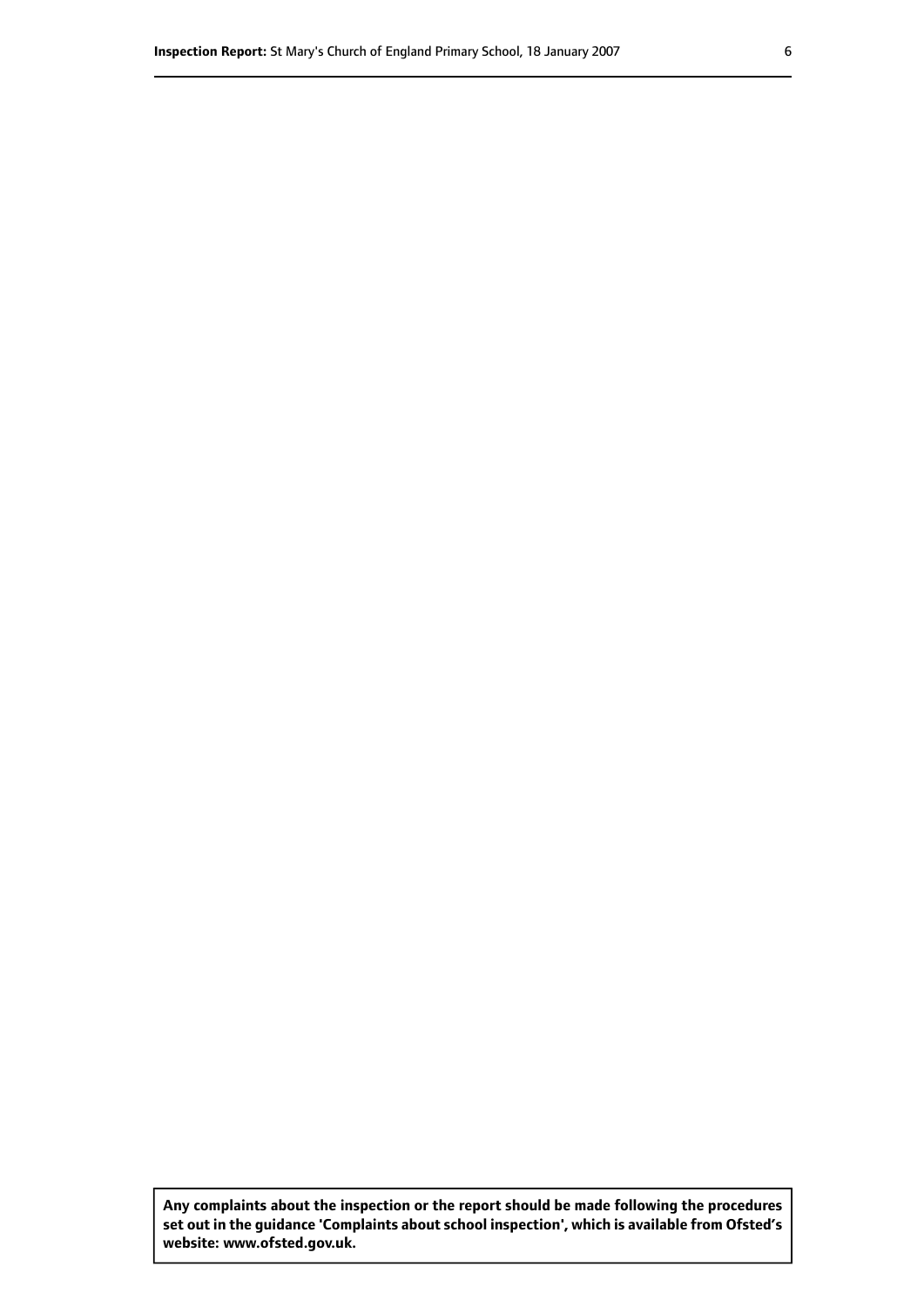**Any complaints about the inspection or the report should be made following the procedures set out in the guidance 'Complaints about school inspection', which is available from Ofsted's website: www.ofsted.gov.uk.**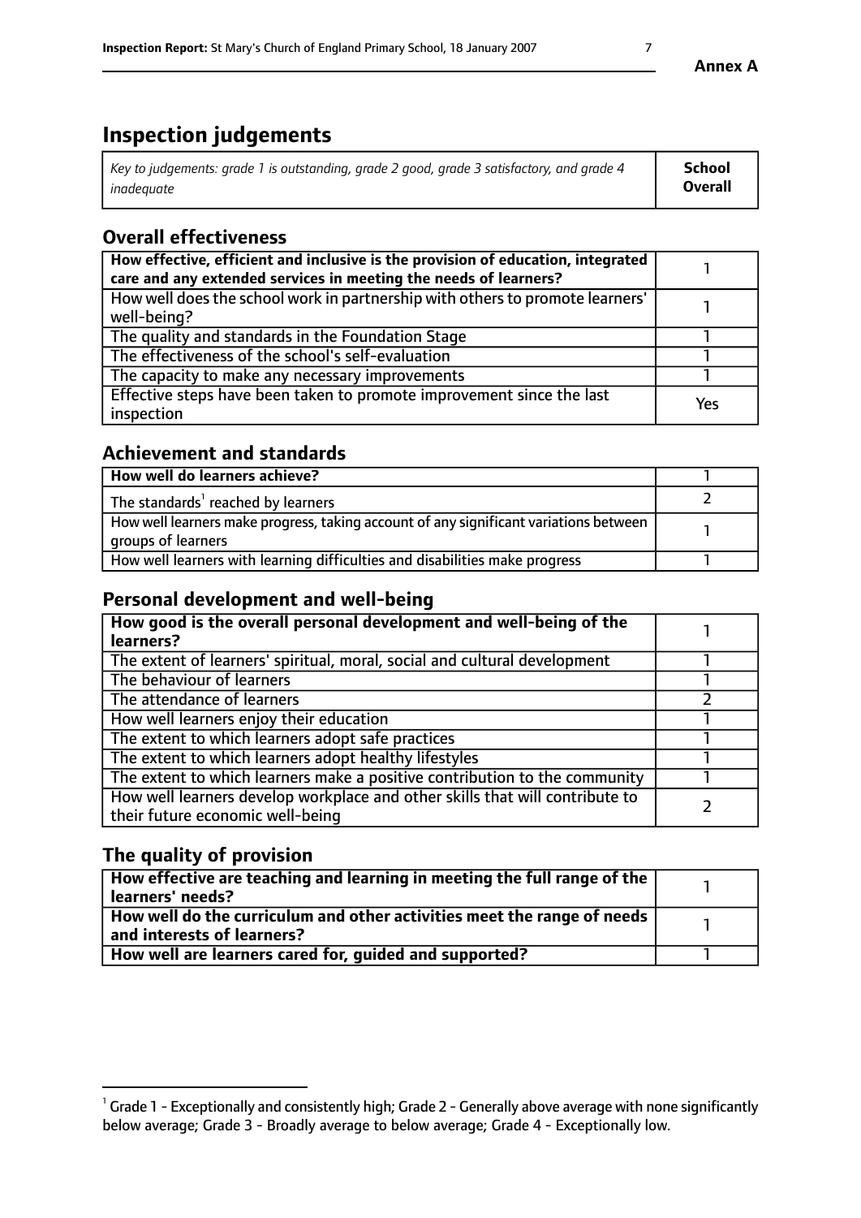**Annex A**

# Inspection judgements

| *Key to judgements: grade 1 is outstanding, grade 2 good, grade 3 satisfactory, and grade 4 inadequate* | **School Overall** |
|---|---|

## Overall effectiveness

| | |
|---|---|
| **How effective, efficient and inclusive is the provision of education, integrated care and any extended services in meeting the needs of learners?** | 1 |
| How well does the school work in partnership with others to promote learners' well-being? | 1 |
| The quality and standards in the Foundation Stage | 1 |
| The effectiveness of the school's self-evaluation | 1 |
| The capacity to make any necessary improvements | 1 |
| Effective steps have been taken to promote improvement since the last inspection | Yes |

## Achievement and standards

| | |
|---|---|
| **How well do learners achieve?** | 1 |
| The standards[1] reached by learners | 2 |
| How well learners make progress, taking account of any significant variations between groups of learners | 1 |
| How well learners with learning difficulties and disabilities make progress | 1 |

## Personal development and well-being

| | |
|---|---|
| **How good is the overall personal development and well-being of the learners?** | 1 |
| The extent of learners' spiritual, moral, social and cultural development | 1 |
| The behaviour of learners | 1 |
| The attendance of learners | 2 |
| How well learners enjoy their education | 1 |
| The extent to which learners adopt safe practices | 1 |
| The extent to which learners adopt healthy lifestyles | 1 |
| The extent to which learners make a positive contribution to the community | 1 |
| How well learners develop workplace and other skills that will contribute to their future economic well-being | 2 |

## The quality of provision

| | |
|---|---|
| **How effective are teaching and learning in meeting the full range of the learners' needs?** | 1 |
| **How well do the curriculum and other activities meet the range of needs and interests of learners?** | 1 |
| **How well are learners cared for, guided and supported?** | 1 |

[1] Grade 1 - Exceptionally and consistently high; Grade 2 - Generally above average with none significantly below average; Grade 3 - Broadly average to below average; Grade 4 - Exceptionally low.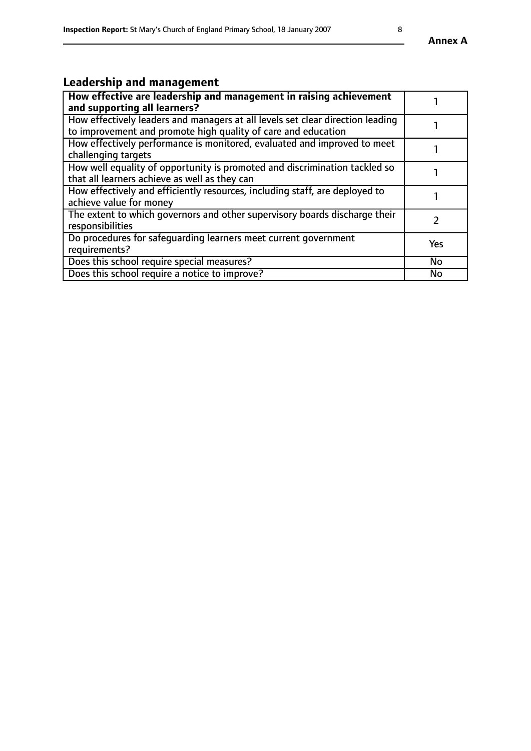## Leadership and management

| | |
|---|---|
| **How effective are leadership and management in raising achievement and supporting all learners?** | 1 |
| How effectively leaders and managers at all levels set clear direction leading to improvement and promote high quality of care and education | 1 |
| How effectively performance is monitored, evaluated and improved to meet challenging targets | 1 |
| How well equality of opportunity is promoted and discrimination tackled so that all learners achieve as well as they can | 1 |
| How effectively and efficiently resources, including staff, are deployed to achieve value for money | 1 |
| The extent to which governors and other supervisory boards discharge their responsibilities | 2 |
| Do procedures for safeguarding learners meet current government requirements? | Yes |
| Does this school require special measures? | No |
| Does this school require a notice to improve? | No |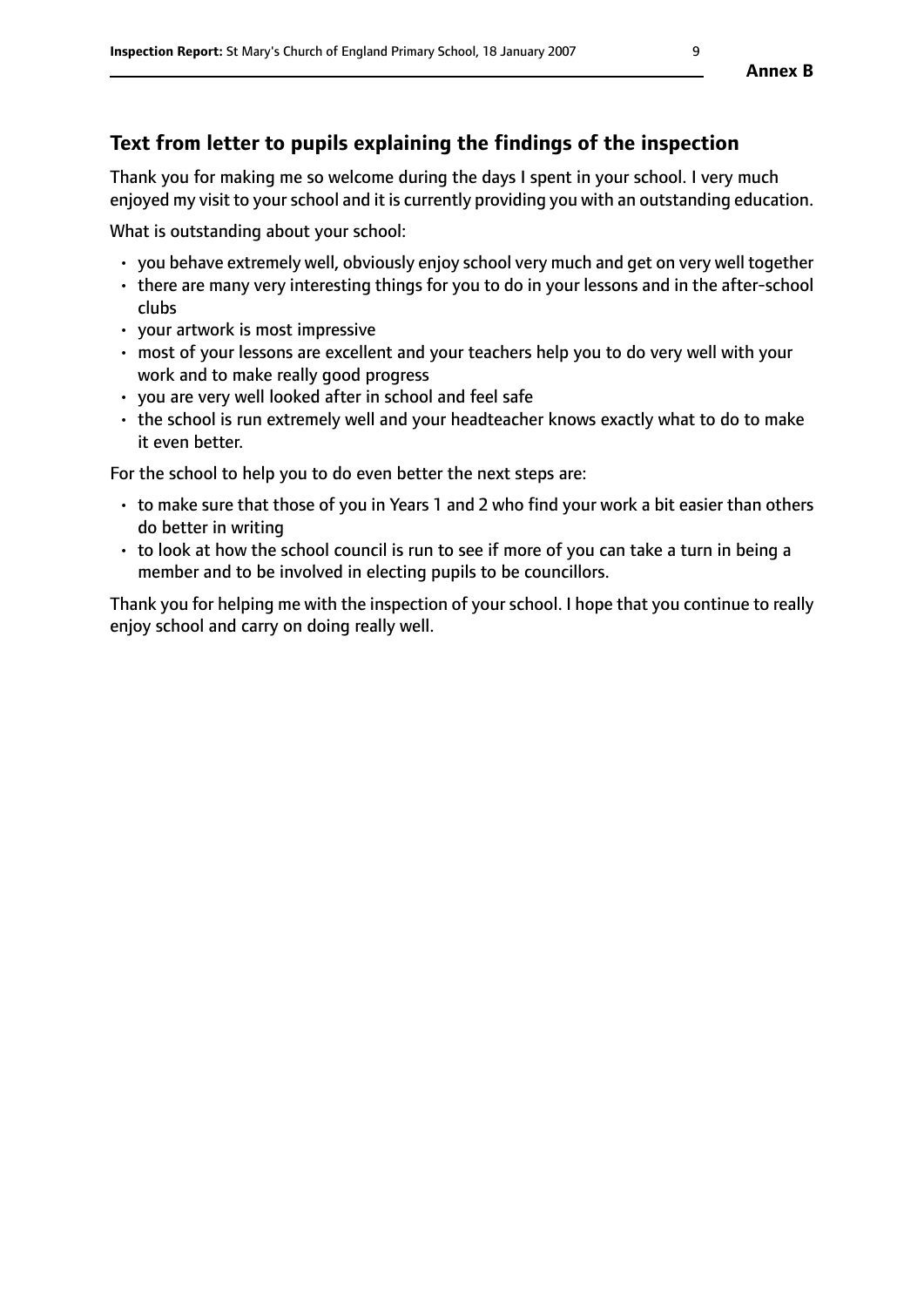## Text from letter to pupils explaining the findings of the inspection

Thank you for making me so welcome during the days I spent in your school. I very much enjoyed my visit to your school and it is currently providing you with an outstanding education.

What is outstanding about your school:

- you behave extremely well, obviously enjoy school very much and get on very well together
- there are many very interesting things for you to do in your lessons and in the after-school clubs
- your artwork is most impressive
- most of your lessons are excellent and your teachers help you to do very well with your work and to make really good progress
- you are very well looked after in school and feel safe
- the school is run extremely well and your headteacher knows exactly what to do to make it even better.

For the school to help you to do even better the next steps are:

- to make sure that those of you in Years 1 and 2 who find your work a bit easier than others do better in writing
- to look at how the school council is run to see if more of you can take a turn in being a member and to be involved in electing pupils to be councillors.

Thank you for helping me with the inspection of your school. I hope that you continue to really enjoy school and carry on doing really well.